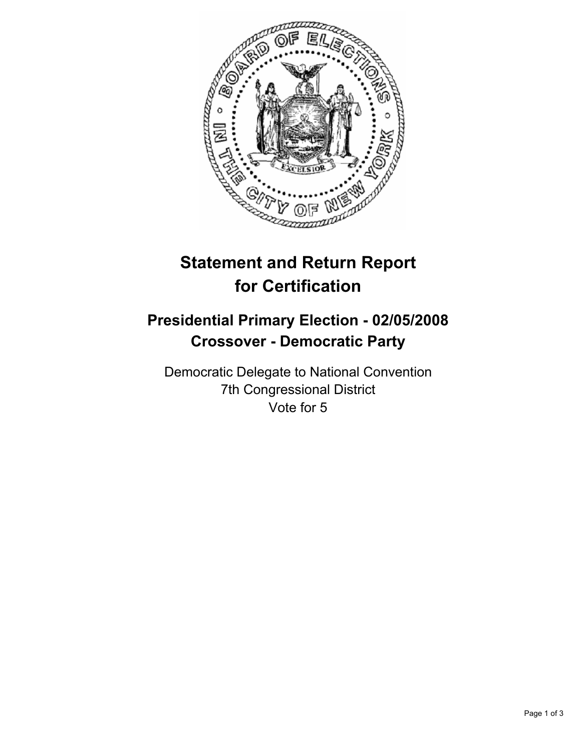# Statement and Return Report for Certification

## Presidential Primary Election - 02/05/2008
## Crossover - Democratic Party

Democratic Delegate to National Convention
7th Congressional District
Vote for 5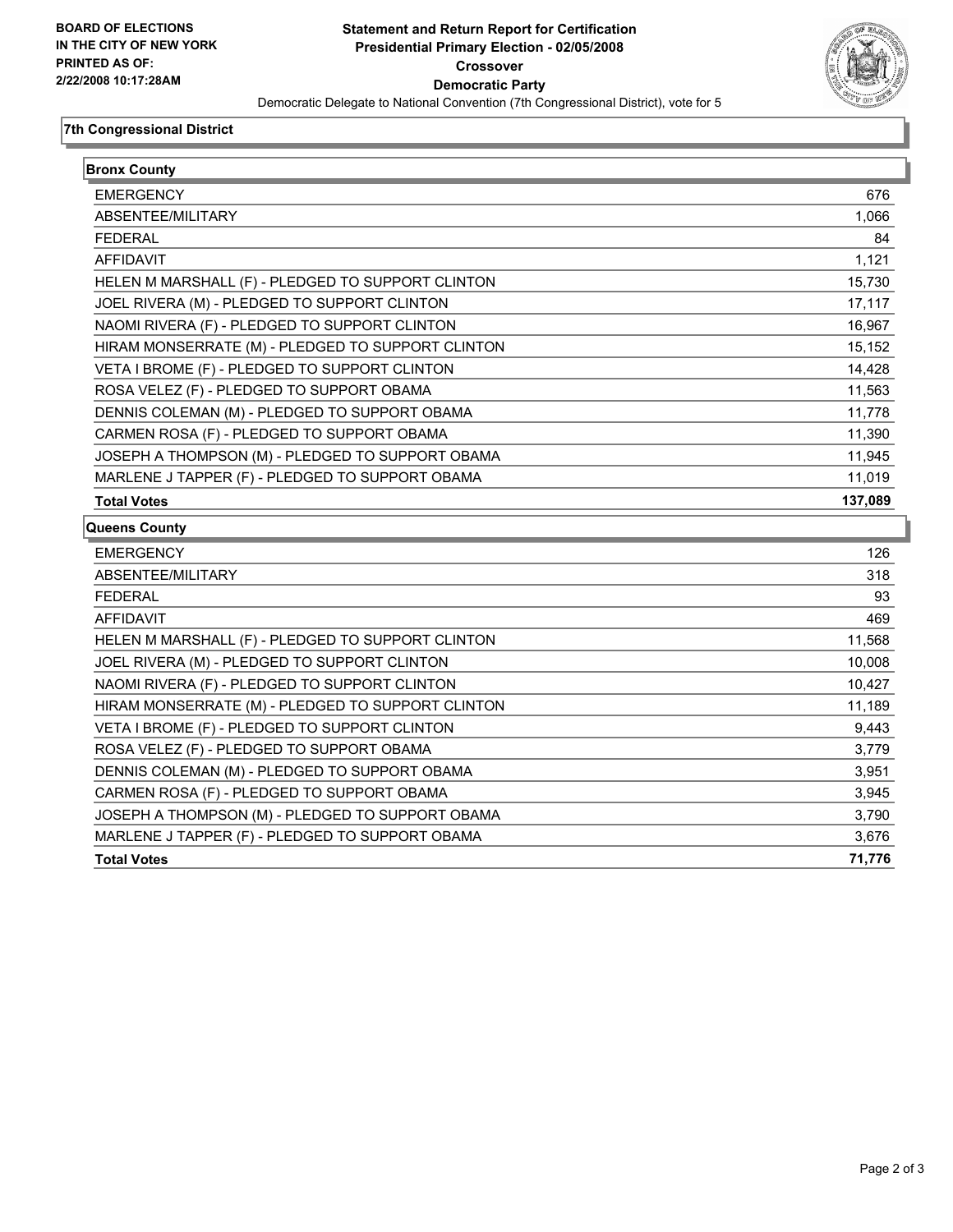BOARD OF ELECTIONS
IN THE CITY OF NEW YORK
PRINTED AS OF:
2/22/2008 10:17:28AM

# Statement and Return Report for Certification
## Presidential Primary Election - 02/05/2008
## Crossover
## Democratic Party

Democratic Delegate to National Convention (7th Congressional District), vote for 5

### 7th Congressional District

#### Bronx County

| | |
|---|---|
| EMERGENCY | 676 |
| ABSENTEE/MILITARY | 1,066 |
| FEDERAL | 84 |
| AFFIDAVIT | 1,121 |
| HELEN M MARSHALL (F) - PLEDGED TO SUPPORT CLINTON | 15,730 |
| JOEL RIVERA (M) - PLEDGED TO SUPPORT CLINTON | 17,117 |
| NAOMI RIVERA (F) - PLEDGED TO SUPPORT CLINTON | 16,967 |
| HIRAM MONSERRATE (M) - PLEDGED TO SUPPORT CLINTON | 15,152 |
| VETA I BROME (F) - PLEDGED TO SUPPORT CLINTON | 14,428 |
| ROSA VELEZ (F) - PLEDGED TO SUPPORT OBAMA | 11,563 |
| DENNIS COLEMAN (M) - PLEDGED TO SUPPORT OBAMA | 11,778 |
| CARMEN ROSA (F) - PLEDGED TO SUPPORT OBAMA | 11,390 |
| JOSEPH A THOMPSON (M) - PLEDGED TO SUPPORT OBAMA | 11,945 |
| MARLENE J TAPPER (F) - PLEDGED TO SUPPORT OBAMA | 11,019 |
| **Total Votes** | **137,089** |

#### Queens County

| | |
|---|---|
| EMERGENCY | 126 |
| ABSENTEE/MILITARY | 318 |
| FEDERAL | 93 |
| AFFIDAVIT | 469 |
| HELEN M MARSHALL (F) - PLEDGED TO SUPPORT CLINTON | 11,568 |
| JOEL RIVERA (M) - PLEDGED TO SUPPORT CLINTON | 10,008 |
| NAOMI RIVERA (F) - PLEDGED TO SUPPORT CLINTON | 10,427 |
| HIRAM MONSERRATE (M) - PLEDGED TO SUPPORT CLINTON | 11,189 |
| VETA I BROME (F) - PLEDGED TO SUPPORT CLINTON | 9,443 |
| ROSA VELEZ (F) - PLEDGED TO SUPPORT OBAMA | 3,779 |
| DENNIS COLEMAN (M) - PLEDGED TO SUPPORT OBAMA | 3,951 |
| CARMEN ROSA (F) - PLEDGED TO SUPPORT OBAMA | 3,945 |
| JOSEPH A THOMPSON (M) - PLEDGED TO SUPPORT OBAMA | 3,790 |
| MARLENE J TAPPER (F) - PLEDGED TO SUPPORT OBAMA | 3,676 |
| **Total Votes** | **71,776** |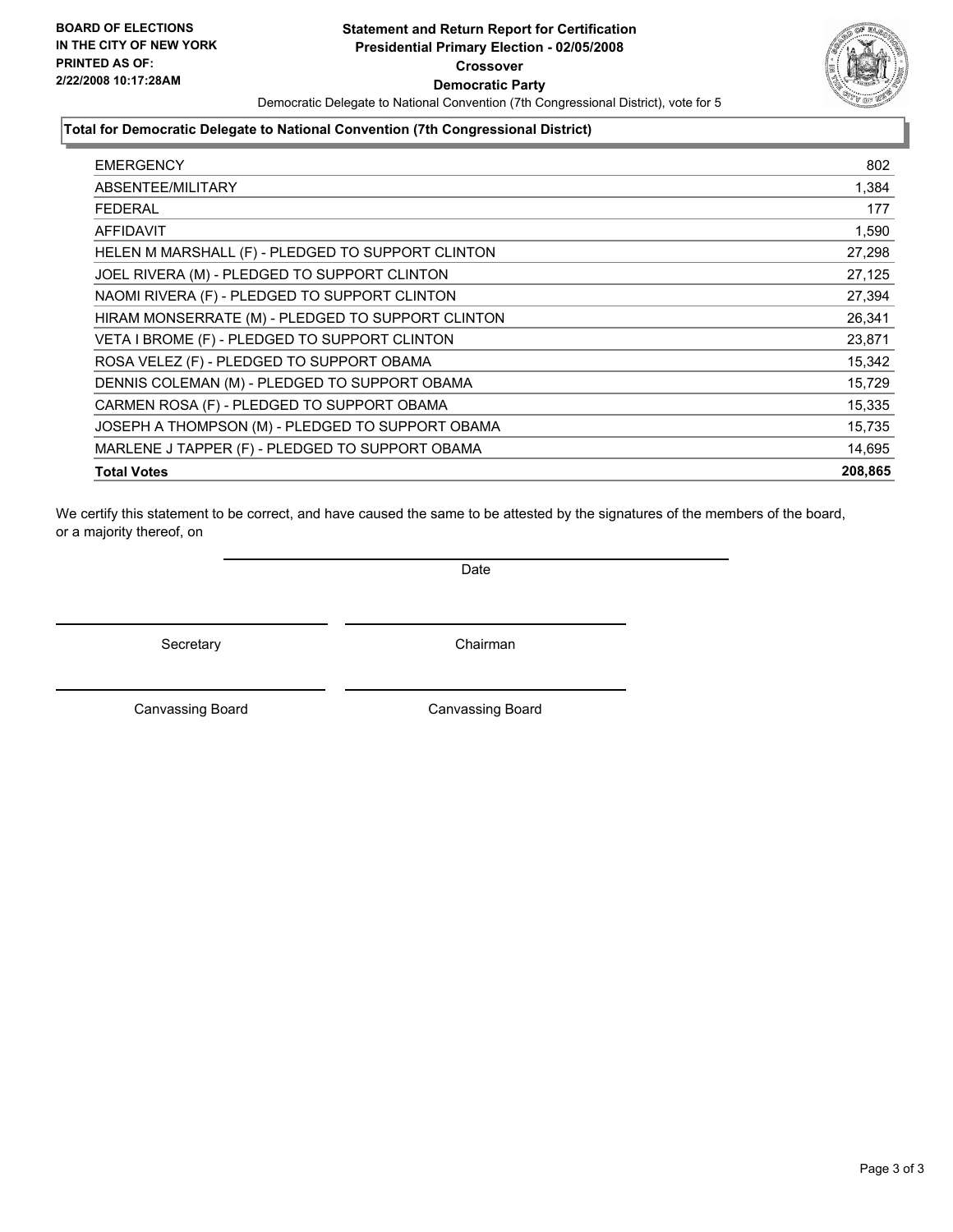**BOARD OF ELECTIONS IN THE CITY OF NEW YORK PRINTED AS OF: 2/22/2008 10:17:28AM**

# Statement and Return Report for Certification
## Presidential Primary Election - 02/05/2008
## Crossover
## Democratic Party

Democratic Delegate to National Convention (7th Congressional District), vote for 5

### Total for Democratic Delegate to National Convention (7th Congressional District)

| | |
|---|---|
| EMERGENCY | 802 |
| ABSENTEE/MILITARY | 1,384 |
| FEDERAL | 177 |
| AFFIDAVIT | 1,590 |
| HELEN M MARSHALL (F) - PLEDGED TO SUPPORT CLINTON | 27,298 |
| JOEL RIVERA (M) - PLEDGED TO SUPPORT CLINTON | 27,125 |
| NAOMI RIVERA (F) - PLEDGED TO SUPPORT CLINTON | 27,394 |
| HIRAM MONSERRATE (M) - PLEDGED TO SUPPORT CLINTON | 26,341 |
| VETA I BROME (F) - PLEDGED TO SUPPORT CLINTON | 23,871 |
| ROSA VELEZ (F) - PLEDGED TO SUPPORT OBAMA | 15,342 |
| DENNIS COLEMAN (M) - PLEDGED TO SUPPORT OBAMA | 15,729 |
| CARMEN ROSA (F) - PLEDGED TO SUPPORT OBAMA | 15,335 |
| JOSEPH A THOMPSON (M) - PLEDGED TO SUPPORT OBAMA | 15,735 |
| MARLENE J TAPPER (F) - PLEDGED TO SUPPORT OBAMA | 14,695 |
| **Total Votes** | **208,865** |

We certify this statement to be correct, and have caused the same to be attested by the signatures of the members of the board, or a majority thereof, on

Date

Secretary

Chairman

Canvassing Board

Canvassing Board